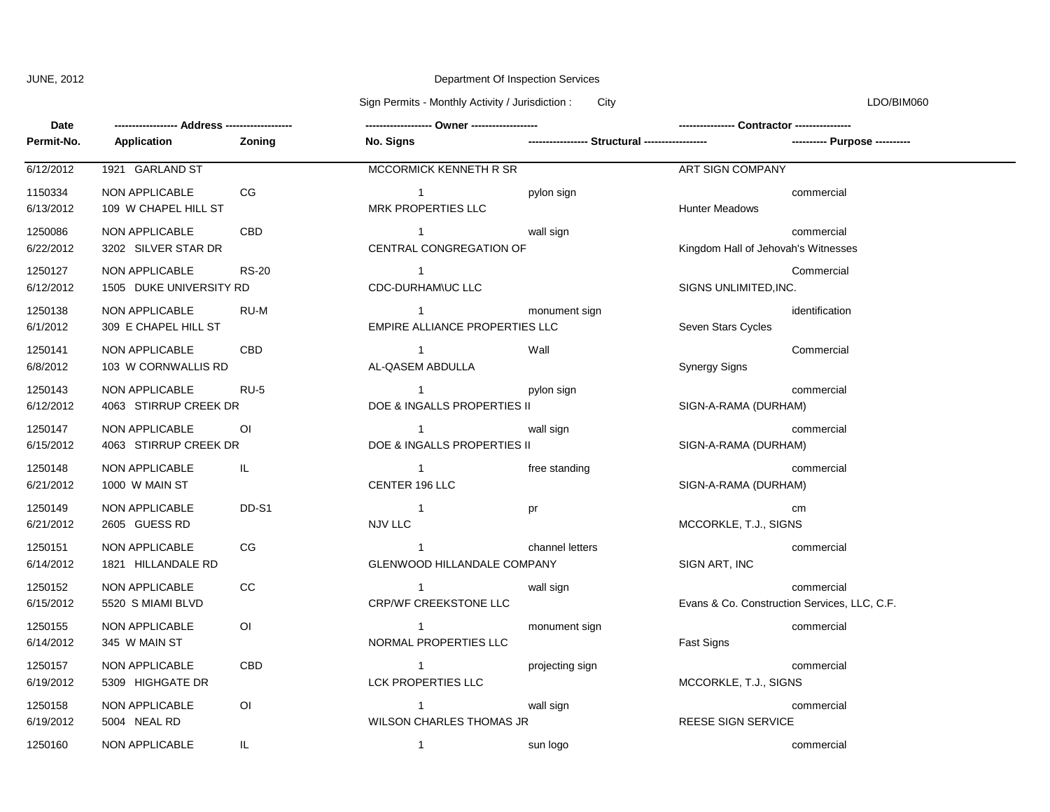JUNE, 2012

Department Of Inspection Services

Sign Permits - Monthly Activity / Jurisdiction : City

LDO/BIM060

| Date | Permit-No. | Address | Application | Zoning | Owner | No. Signs | Structural | Contractor | Purpose |
|---|---|---|---|---|---|---|---|---|---|
| 6/12/2012 | 1150334 | 1921 GARLAND ST | NON APPLICABLE | CG | MCCORMICK KENNETH R SR | 1 | pylon sign | ART SIGN COMPANY | commercial |
| 6/13/2012 | 1250086 | 109 W CHAPEL HILL ST | NON APPLICABLE | CBD | MRK PROPERTIES LLC | 1 | wall sign | Hunter Meadows | commercial |
| 6/22/2012 | 1250127 | 3202 SILVER STAR DR | NON APPLICABLE | RS-20 | CENTRAL CONGREGATION OF | 1 | | Kingdom Hall of Jehovah's Witnesses | Commercial |
| 6/12/2012 | 1250138 | 1505 DUKE UNIVERSITY RD | NON APPLICABLE | RU-M | CDC-DURHAM\UC LLC | 1 | monument sign | SIGNS UNLIMITED,INC. | identification |
| 6/1/2012 | 1250141 | 309 E CHAPEL HILL ST | NON APPLICABLE | CBD | EMPIRE ALLIANCE PROPERTIES LLC | 1 | Wall | Seven Stars Cycles | Commercial |
| 6/8/2012 | 1250143 | 103 W CORNWALLIS RD | NON APPLICABLE | RU-5 | AL-QASEM ABDULLA | 1 | pylon sign | Synergy Signs | commercial |
| 6/12/2012 | 1250147 | 4063 STIRRUP CREEK DR | NON APPLICABLE | OI | DOE & INGALLS PROPERTIES II | 1 | wall sign | SIGN-A-RAMA (DURHAM) | commercial |
| 6/15/2012 | 1250148 | 4063 STIRRUP CREEK DR | NON APPLICABLE | IL | DOE & INGALLS PROPERTIES II | 1 | free standing | SIGN-A-RAMA (DURHAM) | commercial |
| 6/21/2012 | 1250149 | 1000 W MAIN ST | NON APPLICABLE | DD-S1 | CENTER 196 LLC | 1 | pr | SIGN-A-RAMA (DURHAM) | cm |
| 6/21/2012 | 1250151 | 2605 GUESS RD | NON APPLICABLE | CG | NJV LLC | 1 | channel letters | MCCORKLE, T.J., SIGNS | commercial |
| 6/14/2012 | 1250152 | 1821 HILLANDALE RD | NON APPLICABLE | CC | GLENWOOD HILLANDALE COMPANY | 1 | wall sign | SIGN ART, INC | commercial |
| 6/15/2012 | 1250155 | 5520 S MIAMI BLVD | NON APPLICABLE | OI | CRP/WF CREEKSTONE LLC | 1 | monument sign | Evans & Co. Construction Services, LLC, C.F. | commercial |
| 6/14/2012 | 1250157 | 345 W MAIN ST | NON APPLICABLE | CBD | NORMAL PROPERTIES LLC | 1 | projecting sign | Fast Signs | commercial |
| 6/19/2012 | 1250158 | 5309 HIGHGATE DR | NON APPLICABLE | OI | LCK PROPERTIES LLC | 1 | wall sign | MCCORKLE, T.J., SIGNS | commercial |
| 6/19/2012 | 1250160 | 5004 NEAL RD | NON APPLICABLE | IL | WILSON CHARLES THOMAS JR | 1 | sun logo | REESE SIGN SERVICE | commercial |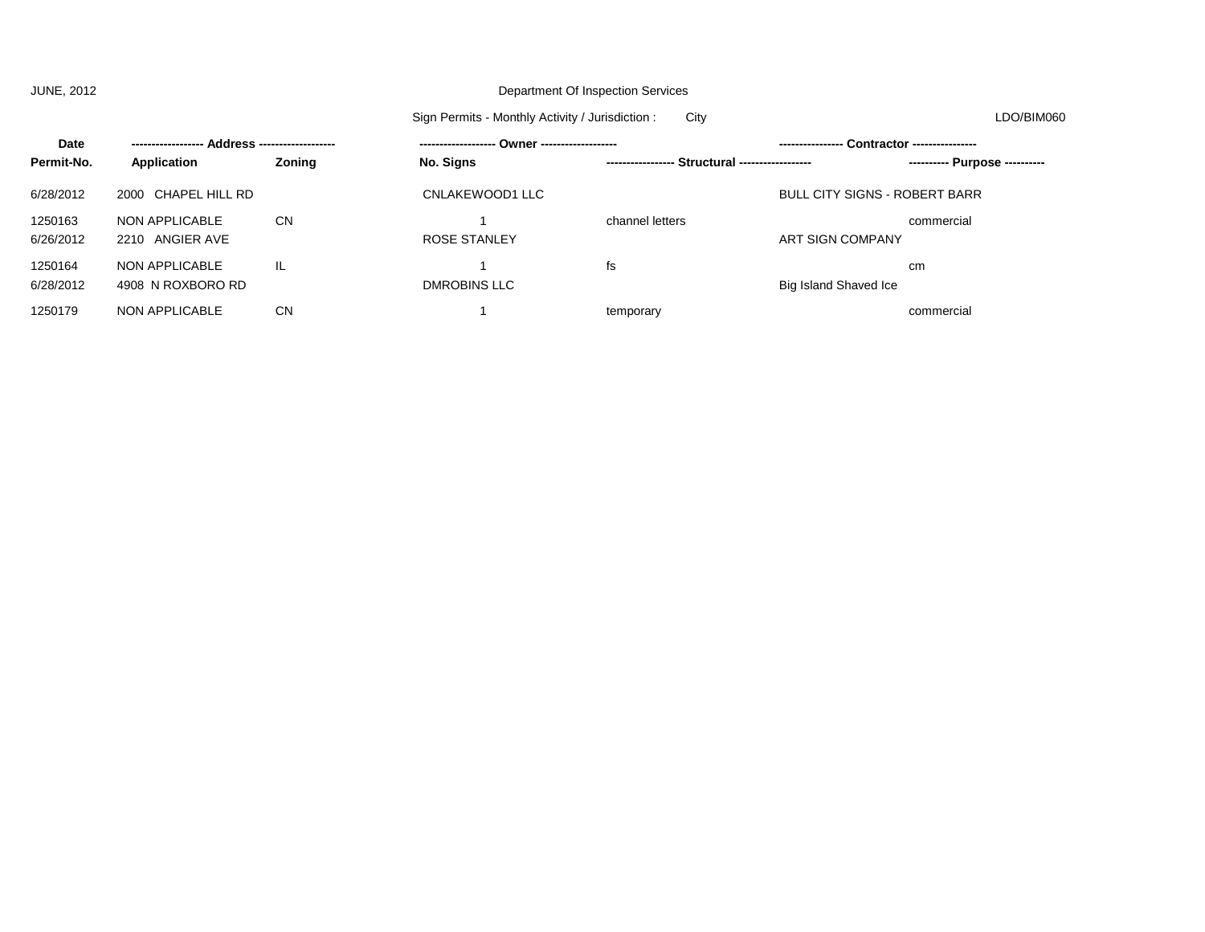JUNE, 2012

Department Of Inspection Services

Sign Permits - Monthly Activity / Jurisdiction : City

LDO/BIM060

| Date / Permit-No. | ------------------ Address ------------------ Application | Zoning | ------------------- Owner ------------------- No. Signs | ----------------- Structural ------------------ | ---------------- Contractor ---------------- | ---------- Purpose ---------- |
|---|---|---|---|---|---|---|
| 6/28/2012 | 2000 CHAPEL HILL RD | | CNLAKEWOOD1 LLC | | BULL CITY SIGNS - ROBERT BARR | |
| 1250163 | NON APPLICABLE | CN | 1 | channel letters | | commercial |
| 6/26/2012 | 2210 ANGIER AVE | | ROSE STANLEY | | ART SIGN COMPANY | |
| 1250164 | NON APPLICABLE | IL | 1 | fs | | cm |
| 6/28/2012 | 4908 N ROXBORO RD | | DMROBINS LLC | | Big Island Shaved Ice | |
| 1250179 | NON APPLICABLE | CN | 1 | temporary | | commercial |